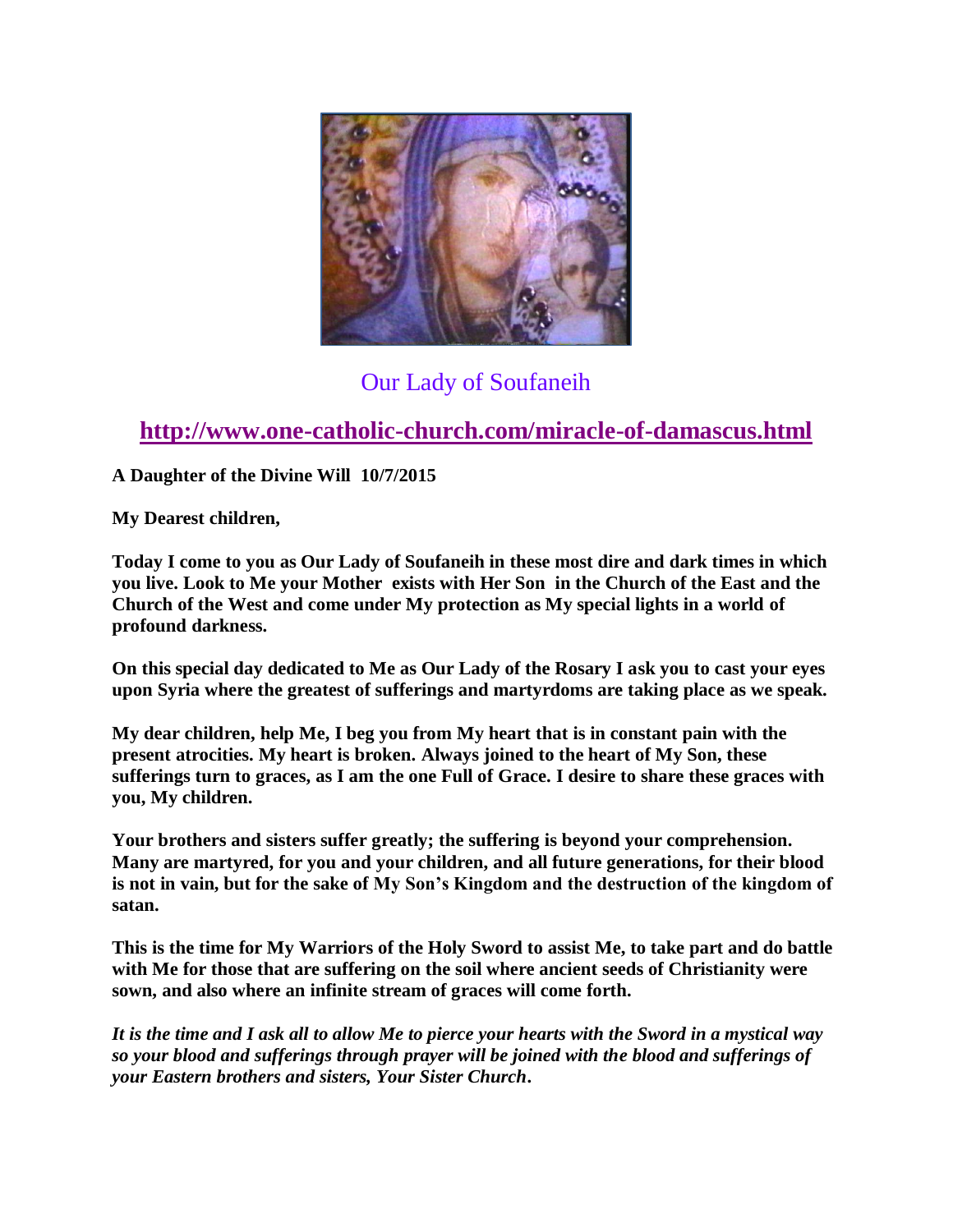Our Lady of Soufaneih

**http://www.one-catholic-church.com/miracle-of-damascus.html**

**A Daughter of the Divine Will 10/7/2015**

**My Dearest children,**

**Today I come to you as Our Lady of Soufaneih in these most dire and dark times in which you live. Look to Me your Mother exists with Her Son in the Church of the East and the Church of the West and come under My protection as My special lights in a world of profound darkness.**

**On this special day dedicated to Me as Our Lady of the Rosary I ask you to cast your eyes upon Syria where the greatest of sufferings and martyrdoms are taking place as we speak.**

**My dear children, help Me, I beg you from My heart that is in constant pain with the present atrocities. My heart is broken. Always joined to the heart of My Son, these sufferings turn to graces, as I am the one Full of Grace. I desire to share these graces with you, My children.**

**Your brothers and sisters suffer greatly; the suffering is beyond your comprehension. Many are martyred, for you and your children, and all future generations, for their blood is not in vain, but for the sake of My Son's Kingdom and the destruction of the kingdom of satan.**

**This is the time for My Warriors of the Holy Sword to assist Me, to take part and do battle with Me for those that are suffering on the soil where ancient seeds of Christianity were sown, and also where an infinite stream of graces will come forth.**

***It is the time and I ask all to allow Me to pierce your hearts with the Sword in a mystical way so your blood and sufferings through prayer will be joined with the blood and sufferings of your Eastern brothers and sisters, Your Sister Church.***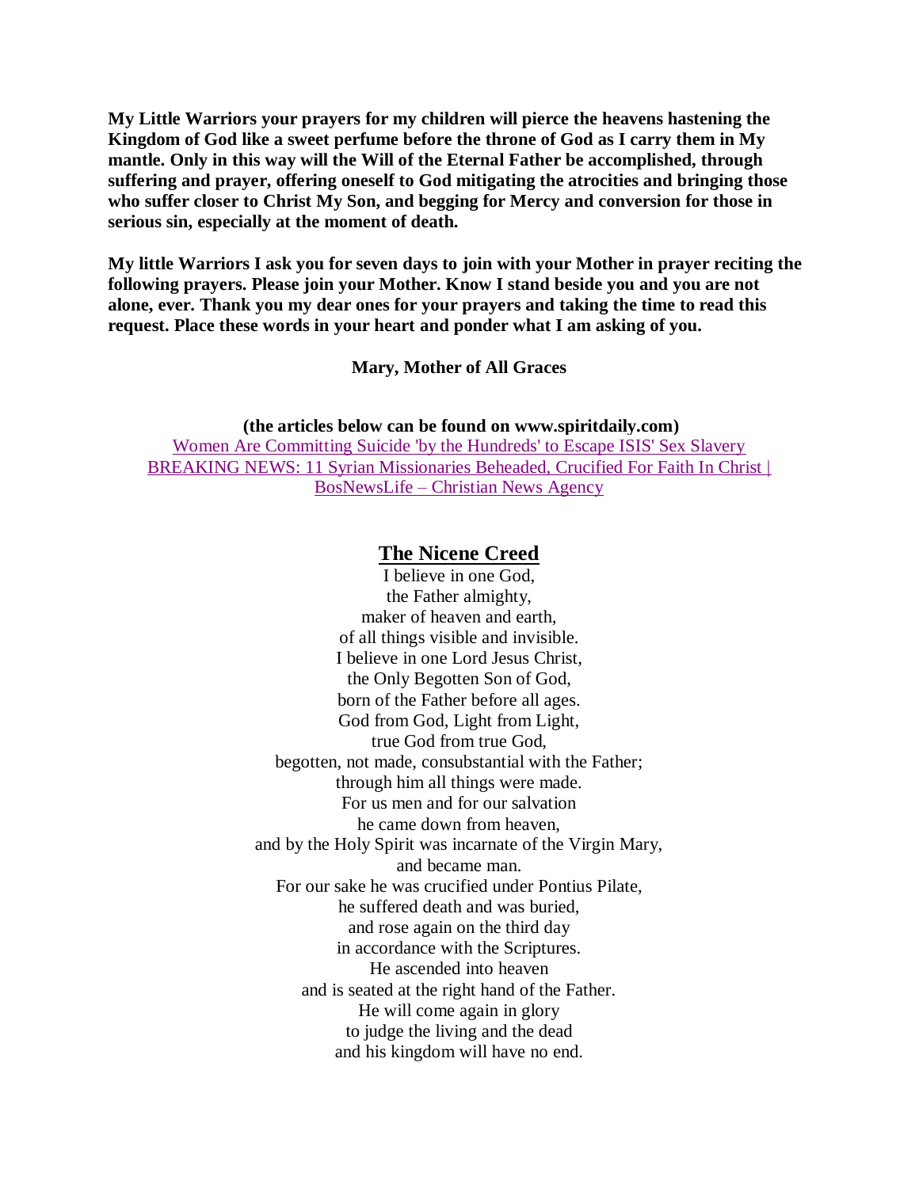**My Little Warriors your prayers for my children will pierce the heavens hastening the Kingdom of God like a sweet perfume before the throne of God as I carry them in My mantle. Only in this way will the Will of the Eternal Father be accomplished, through suffering and prayer, offering oneself to God mitigating the atrocities and bringing those who suffer closer to Christ My Son, and begging for Mercy and conversion for those in serious sin, especially at the moment of death.**

**My little Warriors I ask you for seven days to join with your Mother in prayer reciting the following prayers. Please join your Mother. Know I stand beside you and you are not alone, ever. Thank you my dear ones for your prayers and taking the time to read this request. Place these words in your heart and ponder what I am asking of you.**

**Mary, Mother of All Graces**

**(the articles below can be found on www.spiritdaily.com)**

Women Are Committing Suicide 'by the Hundreds' to Escape ISIS' Sex Slavery

BREAKING NEWS: 11 Syrian Missionaries Beheaded, Crucified For Faith In Christ | BosNewsLife – Christian News Agency

## The Nicene Creed

I believe in one God,
the Father almighty,
maker of heaven and earth,
of all things visible and invisible.
I believe in one Lord Jesus Christ,
the Only Begotten Son of God,
born of the Father before all ages.
God from God, Light from Light,
true God from true God,
begotten, not made, consubstantial with the Father;
through him all things were made.
For us men and for our salvation
he came down from heaven,
and by the Holy Spirit was incarnate of the Virgin Mary,
and became man.
For our sake he was crucified under Pontius Pilate,
he suffered death and was buried,
and rose again on the third day
in accordance with the Scriptures.
He ascended into heaven
and is seated at the right hand of the Father.
He will come again in glory
to judge the living and the dead
and his kingdom will have no end.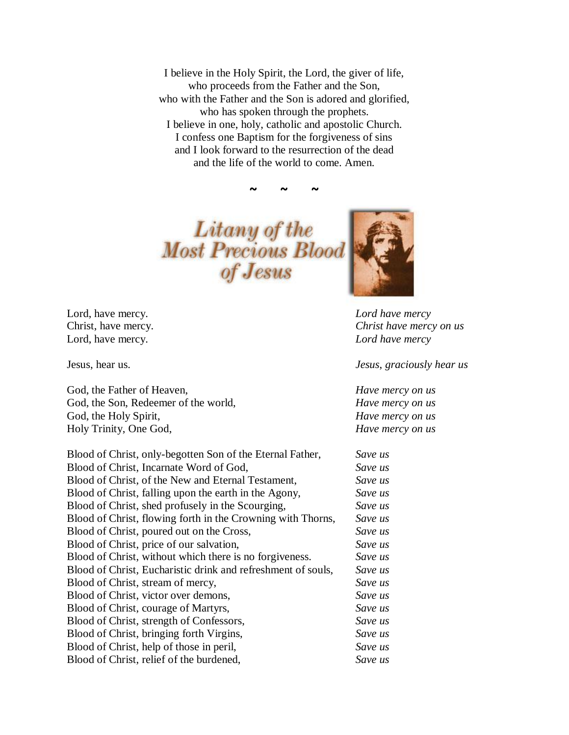I believe in the Holy Spirit, the Lord, the giver of life,
who proceeds from the Father and the Son,
who with the Father and the Son is adored and glorified,
who has spoken through the prophets.
I believe in one, holy, catholic and apostolic Church.
I confess one Baptism for the forgiveness of sins
and I look forward to the resurrection of the dead
and the life of the world to come. Amen.

~ ~ ~

# Litany of the Most Precious Blood of Jesus

Lord, have mercy. — *Lord have mercy*
Christ, have mercy. — *Christ have mercy on us*
Lord, have mercy. — *Lord have mercy*

Jesus, hear us. — *Jesus, graciously hear us*

God, the Father of Heaven, — *Have mercy on us*
God, the Son, Redeemer of the world, — *Have mercy on us*
God, the Holy Spirit, — *Have mercy on us*
Holy Trinity, One God, — *Have mercy on us*

Blood of Christ, only-begotten Son of the Eternal Father, — *Save us*
Blood of Christ, Incarnate Word of God, — *Save us*
Blood of Christ, of the New and Eternal Testament, — *Save us*
Blood of Christ, falling upon the earth in the Agony, — *Save us*
Blood of Christ, shed profusely in the Scourging, — *Save us*
Blood of Christ, flowing forth in the Crowning with Thorns, — *Save us*
Blood of Christ, poured out on the Cross, — *Save us*
Blood of Christ, price of our salvation, — *Save us*
Blood of Christ, without which there is no forgiveness. — *Save us*
Blood of Christ, Eucharistic drink and refreshment of souls, — *Save us*
Blood of Christ, stream of mercy, — *Save us*
Blood of Christ, victor over demons, — *Save us*
Blood of Christ, courage of Martyrs, — *Save us*
Blood of Christ, strength of Confessors, — *Save us*
Blood of Christ, bringing forth Virgins, — *Save us*
Blood of Christ, help of those in peril, — *Save us*
Blood of Christ, relief of the burdened, — *Save us*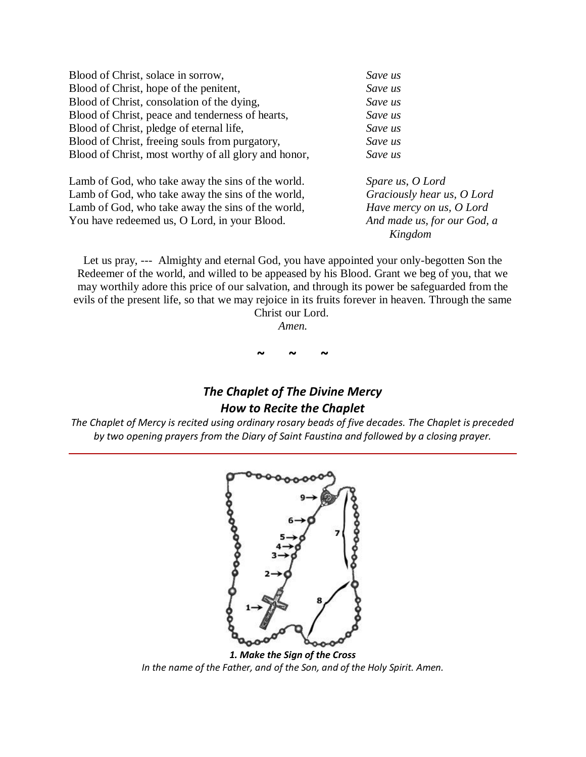Blood of Christ, solace in sorrow, *Save us*
Blood of Christ, hope of the penitent, *Save us*
Blood of Christ, consolation of the dying, *Save us*
Blood of Christ, peace and tenderness of hearts, *Save us*
Blood of Christ, pledge of eternal life, *Save us*
Blood of Christ, freeing souls from purgatory, *Save us*
Blood of Christ, most worthy of all glory and honor, *Save us*

Lamb of God, who take away the sins of the world. *Spare us, O Lord*
Lamb of God, who take away the sins of the world, *Graciously hear us, O Lord*
Lamb of God, who take away the sins of the world, *Have mercy on us, O Lord*
You have redeemed us, O Lord, in your Blood. *And made us, for our God, a Kingdom*

Let us pray, --- Almighty and eternal God, you have appointed your only-begotten Son the Redeemer of the world, and willed to be appeased by his Blood. Grant we beg of you, that we may worthily adore this price of our salvation, and through its power be safeguarded from the evils of the present life, so that we may rejoice in its fruits forever in heaven. Through the same Christ our Lord.

*Amen.*

~ ~ ~

## *The Chaplet of The Divine Mercy*
## *How to Recite the Chaplet*

*The Chaplet of Mercy is recited using ordinary rosary beads of five decades. The Chaplet is preceded by two opening prayers from the Diary of Saint Faustina and followed by a closing prayer.*

---

***1. Make the Sign of the Cross***

*In the name of the Father, and of the Son, and of the Holy Spirit. Amen.*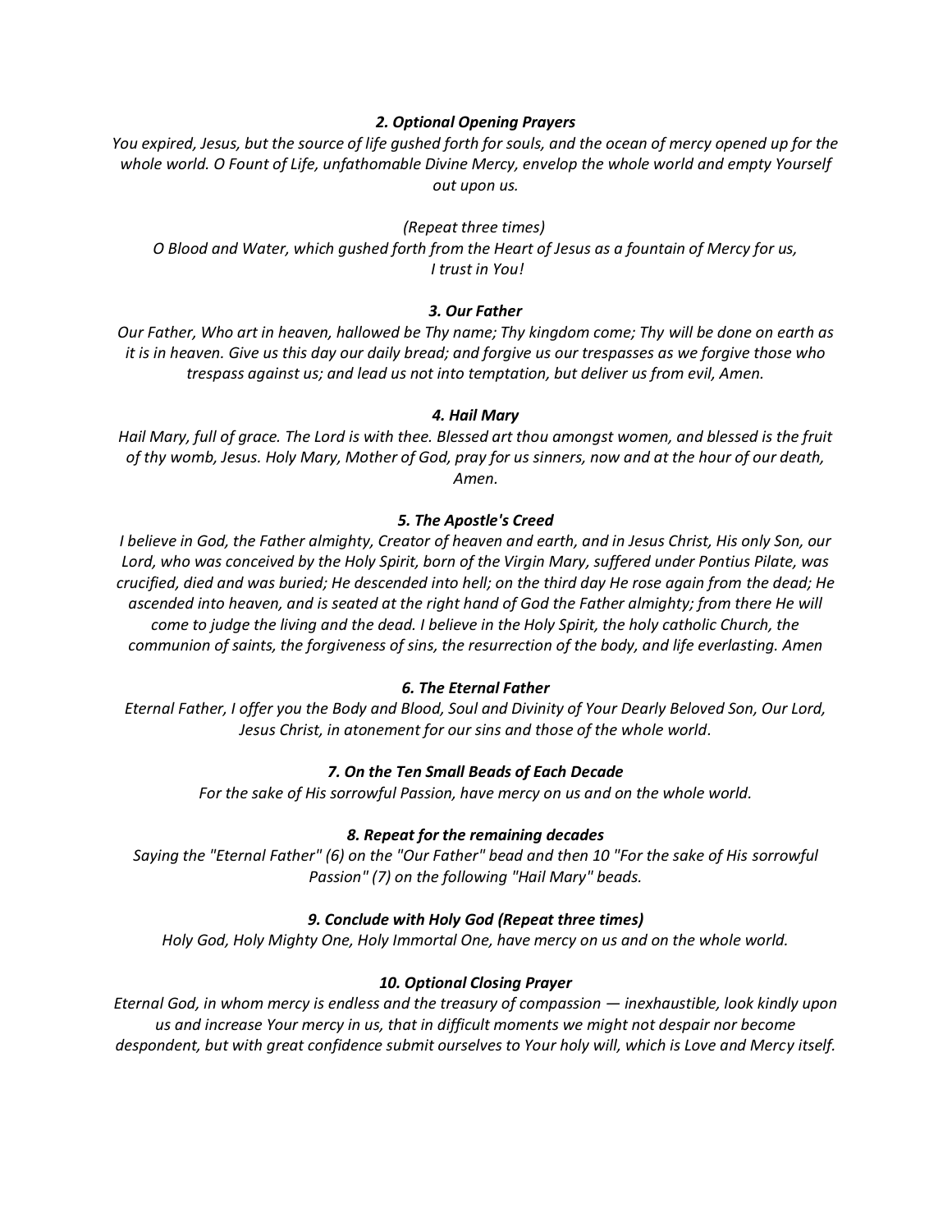### *2. Optional Opening Prayers*

*You expired, Jesus, but the source of life gushed forth for souls, and the ocean of mercy opened up for the whole world. O Fount of Life, unfathomable Divine Mercy, envelop the whole world and empty Yourself out upon us.*

*(Repeat three times)*
*O Blood and Water, which gushed forth from the Heart of Jesus as a fountain of Mercy for us, I trust in You!*

### *3. Our Father*

*Our Father, Who art in heaven, hallowed be Thy name; Thy kingdom come; Thy will be done on earth as it is in heaven. Give us this day our daily bread; and forgive us our trespasses as we forgive those who trespass against us; and lead us not into temptation, but deliver us from evil, Amen.*

### *4. Hail Mary*

*Hail Mary, full of grace. The Lord is with thee. Blessed art thou amongst women, and blessed is the fruit of thy womb, Jesus. Holy Mary, Mother of God, pray for us sinners, now and at the hour of our death, Amen.*

### *5. The Apostle's Creed*

*I believe in God, the Father almighty, Creator of heaven and earth, and in Jesus Christ, His only Son, our Lord, who was conceived by the Holy Spirit, born of the Virgin Mary, suffered under Pontius Pilate, was crucified, died and was buried; He descended into hell; on the third day He rose again from the dead; He ascended into heaven, and is seated at the right hand of God the Father almighty; from there He will come to judge the living and the dead. I believe in the Holy Spirit, the holy catholic Church, the communion of saints, the forgiveness of sins, the resurrection of the body, and life everlasting. Amen*

### *6. The Eternal Father*

*Eternal Father, I offer you the Body and Blood, Soul and Divinity of Your Dearly Beloved Son, Our Lord, Jesus Christ, in atonement for our sins and those of the whole world.*

### *7. On the Ten Small Beads of Each Decade*

*For the sake of His sorrowful Passion, have mercy on us and on the whole world.*

### *8. Repeat for the remaining decades*

*Saying the "Eternal Father" (6) on the "Our Father" bead and then 10 "For the sake of His sorrowful Passion" (7) on the following "Hail Mary" beads.*

### *9. Conclude with Holy God (Repeat three times)*

*Holy God, Holy Mighty One, Holy Immortal One, have mercy on us and on the whole world.*

### *10. Optional Closing Prayer*

*Eternal God, in whom mercy is endless and the treasury of compassion — inexhaustible, look kindly upon us and increase Your mercy in us, that in difficult moments we might not despair nor become despondent, but with great confidence submit ourselves to Your holy will, which is Love and Mercy itself.*